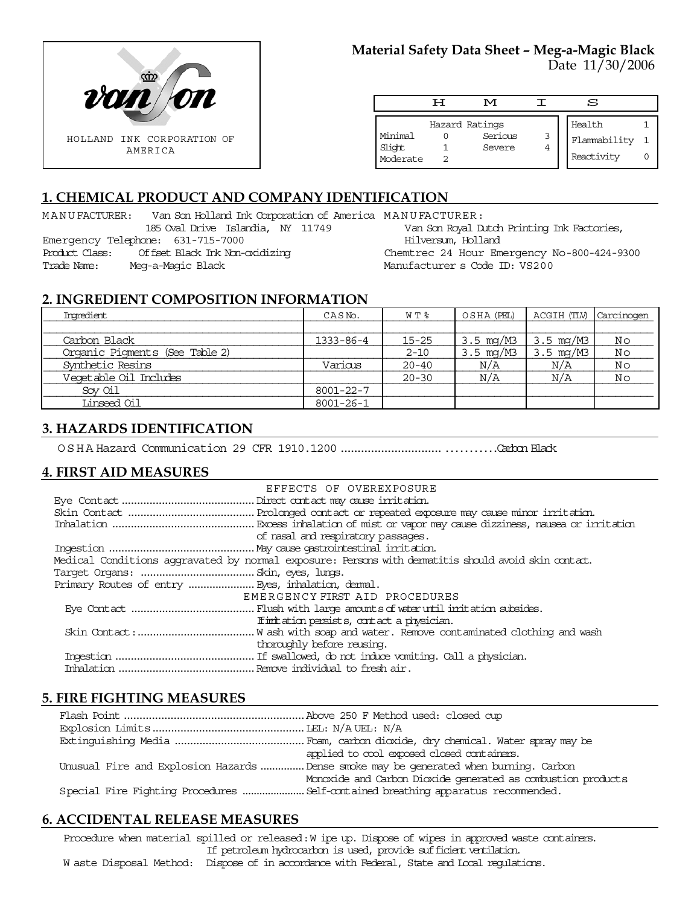van Son

HOLLAND INK CORPORATION OF AMERICA

**Material Safety Data Sheet – Meg-a-Magic Black**
Date 11/30/2006

| H | M | I | S |
|---|---|---|---|

| Hazard Ratings | | | |
|---|---|---|---|
| Minimal | 0 | Serious | 3 |
| Slight | 1 | Severe | 4 |
| Moderate | 2 | | |

| | |
|---|---|
| Health | 1 |
| Flammability | 1 |
| Reactivity | 0 |

## 1. CHEMICAL PRODUCT AND COMPANY IDENTIFICATION

MANUFACTURER: Van Son Holland Ink Corporation of America
185 Oval Drive Islandia, NY 11749
Emergency Telephone: 631-715-7000
Product Class: Offset Black Ink Non-oxidizing
Trade Name: Meg-a-Magic Black

MANUFACTURER:
Van Son Royal Dutch Printing Ink Factories,
Hilversum, Holland
Chemtrec 24 Hour Emergency No-800-424-9300
Manufacturer s Code ID: VS200

## 2. INGREDIENT COMPOSITION INFORMATION

| Ingredient | CAS No. | WT% | OSHA (PEL) | ACGIH (TLV) | Carcinogen |
|---|---|---|---|---|---|
| Carbon Black | 1333-86-4 | 15-25 | 3.5 mg/M3 | 3.5 mg/M3 | No |
| Organic Pigments (See Table 2) | | 2-10 | 3.5 mg/M3 | 3.5 mg/M3 | No |
| Synthetic Resins | Various | 20-40 | N/A | N/A | No |
| Vegetable Oil Includes | | 20-30 | N/A | N/A | No |
| Soy Oil | 8001-22-7 | | | | |
| Linseed Oil | 8001-26-1 | | | | |

## 3. HAZARDS IDENTIFICATION

OSHA Hazard Communication 29 CFR 1910.1200 ..........................................Carbon Black

## 4. FIRST AID MEASURES

EFFECTS OF OVEREXPOSURE

Eye Contact .......................................... Direct contact may cause irritation.
Skin Contact ........................................ Prolonged contact or repeated exposure may cause minor irritation.
Inhalation ............................................ Excess inhalation of mist or vapor may cause dizziness, nausea or irritation of nasal and respiratory passages.
Ingestion ............................................. May cause gastrointestinal irritation.
Medical Conditions aggravated by normal exposure: Persons with dermatitis should avoid skin contact.
Target Organs: .................................... Skin, eyes, lungs.
Primary Routes of entry ..................... Eyes, inhalation, dermal.

EMERGENCY FIRST AID PROCEDURES

Eye Contact ....................................... Flush with large amounts of water until irritation subsides. If irritation persists, contact a physician.
Skin Contact: ..................................... Wash with soap and water. Remove contaminated clothing and wash thoroughly before reusing.
Ingestion ............................................ If swallowed, do not induce vomiting. Call a physician.
Inhalation ........................................... Remove individual to fresh air.

## 5. FIRE FIGHTING MEASURES

Flash Point .......................................................... Above 250 F Method used: closed cup
Explosion Limits ................................................ LEL: N/A UEL: N/A
Extinguishing Media .......................................... Foam, carbon dioxide, dry chemical. Water spray may be applied to cool exposed closed containers.
Unusual Fire and Explosion Hazards ............... Dense smoke may be generated when burning. Carbon Monoxide and Carbon Dioxide generated as combustion products
Special Fire Fighting Procedures ...................... Self-contained breathing apparatus recommended.

## 6. ACCIDENTAL RELEASE MEASURES

Procedure when material spilled or released: Wipe up. Dispose of wipes in approved waste containers. If petroleum hydrocarbon is used, provide sufficient ventilation.
Waste Disposal Method: Dispose of in accordance with Federal, State and Local regulations.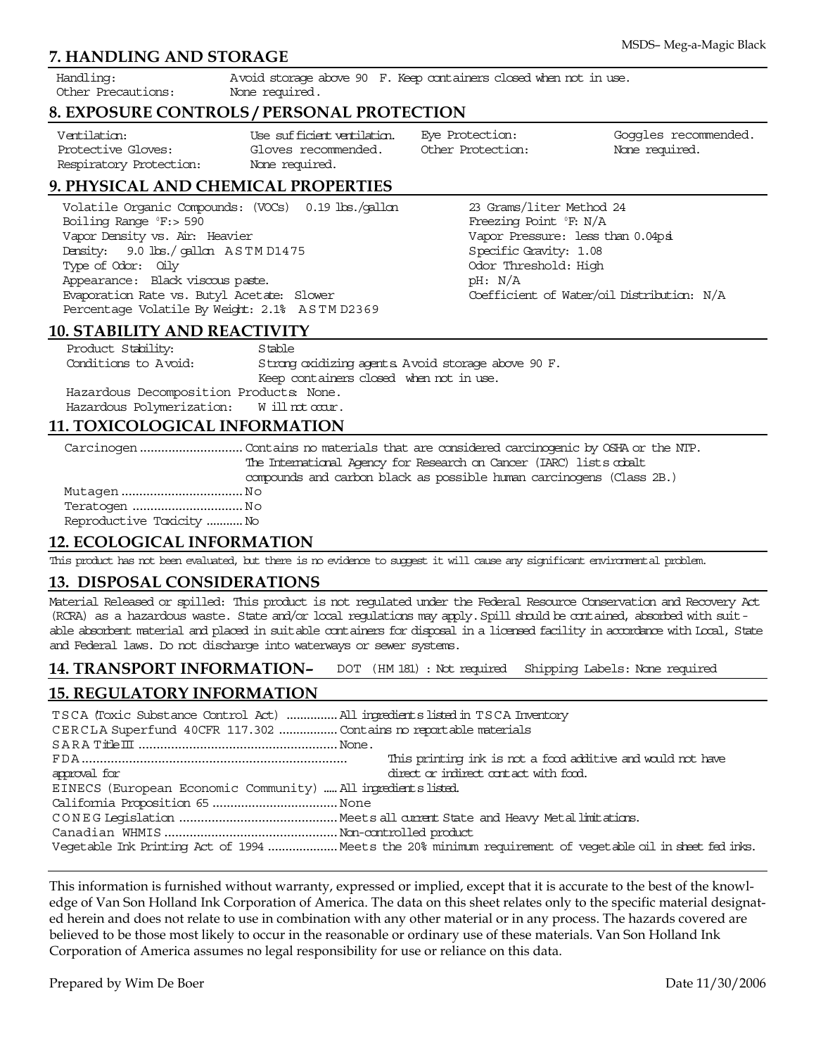## 7. HANDLING AND STORAGE

| | |
|---|---|
| Handling: | Avoid storage above 90 F. Keep containers closed when not in use. |
| Other Precautions: | None required. |

## 8. EXPOSURE CONTROLS / PERSONAL PROTECTION

| | | | |
|---|---|---|---|
| Ventilation: | Use sufficient ventilation. | Eye Protection: | Goggles recommended. |
| Protective Gloves: | Gloves recommended. | Other Protection: | None required. |
| Respiratory Protection: | None required. | | |

## 9. PHYSICAL AND CHEMICAL PROPERTIES

| | |
|---|---|
| Volatile Organic Compounds: (VOCs) 0.19 lbs./gallon | 23 Grams/liter Method 24 |
| Boiling Range °F:> 590 | Freezing Point °F: N/A |
| Vapor Density vs. Air: Heavier | Vapor Pressure: less than 0.04psi |
| Density: 9.0 lbs./gallon ASTM D1475 | Specific Gravity: 1.08 |
| Type of Odor: Oily | Odor Threshold: High |
| Appearance: Black viscous paste. | pH: N/A |
| Evaporation Rate vs. Butyl Acetate: Slower | Coefficient of Water/oil Distribution: N/A |
| Percentage Volatile By Weight: 2.1% ASTM D2369 | |

## 10. STABILITY AND REACTIVITY

Product Stability: Stable

Conditions to Avoid: Strong oxidizing agents. Avoid storage above 90 F. Keep containers closed when not in use.

Hazardous Decomposition Products: None.

Hazardous Polymerization: Will not occur.

## 11. TOXICOLOGICAL INFORMATION

Carcinogen ............................ Contains no materials that are considered carcinogenic by OSHA or the NTP. The International Agency for Research on Cancer (IARC) lists cobalt compounds and carbon black as possible human carcinogens (Class 2B.)

Mutagen ................................. No

Teratogen ............................... No

Reproductive Toxicity ........... No

## 12. ECOLOGICAL INFORMATION

This product has not been evaluated, but there is no evidence to suggest it will cause any significant environmental problem.

## 13. DISPOSAL CONSIDERATIONS

Material Released or spilled: This product is not regulated under the Federal Resource Conservation and Recovery Act (RCRA) as a hazardous waste. State and/or local regulations may apply. Spill should be contained, absorbed with suitable absorbent material and placed in suitable containers for disposal in a licensed facility in accordance with Local, State and Federal laws. Do not discharge into waterways or sewer systems.

## 14. TRANSPORT INFORMATION– DOT (HM 181) : Not required Shipping Labels: None required

## 15. REGULATORY INFORMATION

TSCA (Toxic Substance Control Act) ............... All ingredients listed in TSCA Inventory

CERCLA Superfund 40CFR 117.302 ................ Contains no reportable materials

SARA Title III ....................................................... None.

FDA ......................................................................... This printing ink is not a food additive and would not have approval for direct or indirect contact with food.

EINECS (European Economic Community) ..... All ingredients listed.

California Proposition 65 .................................. None

CONEG Legislation ............................................ Meets all current State and Heavy Metal limitations.

Canadian WHMIS ................................................ Non-controlled product

Vegetable Ink Printing Act of 1994 ................... Meets the 20% minimum requirement of vegetable oil in sheet fed inks.

This information is furnished without warranty, expressed or implied, except that it is accurate to the best of the knowledge of Van Son Holland Ink Corporation of America. The data on this sheet relates only to the specific material designated herein and does not relate to use in combination with any other material or in any process. The hazards covered are believed to be those most likely to occur in the reasonable or ordinary use of these materials. Van Son Holland Ink Corporation of America assumes no legal responsibility for use or reliance on this data.

Prepared by Wim De Boer

Date 11/30/2006